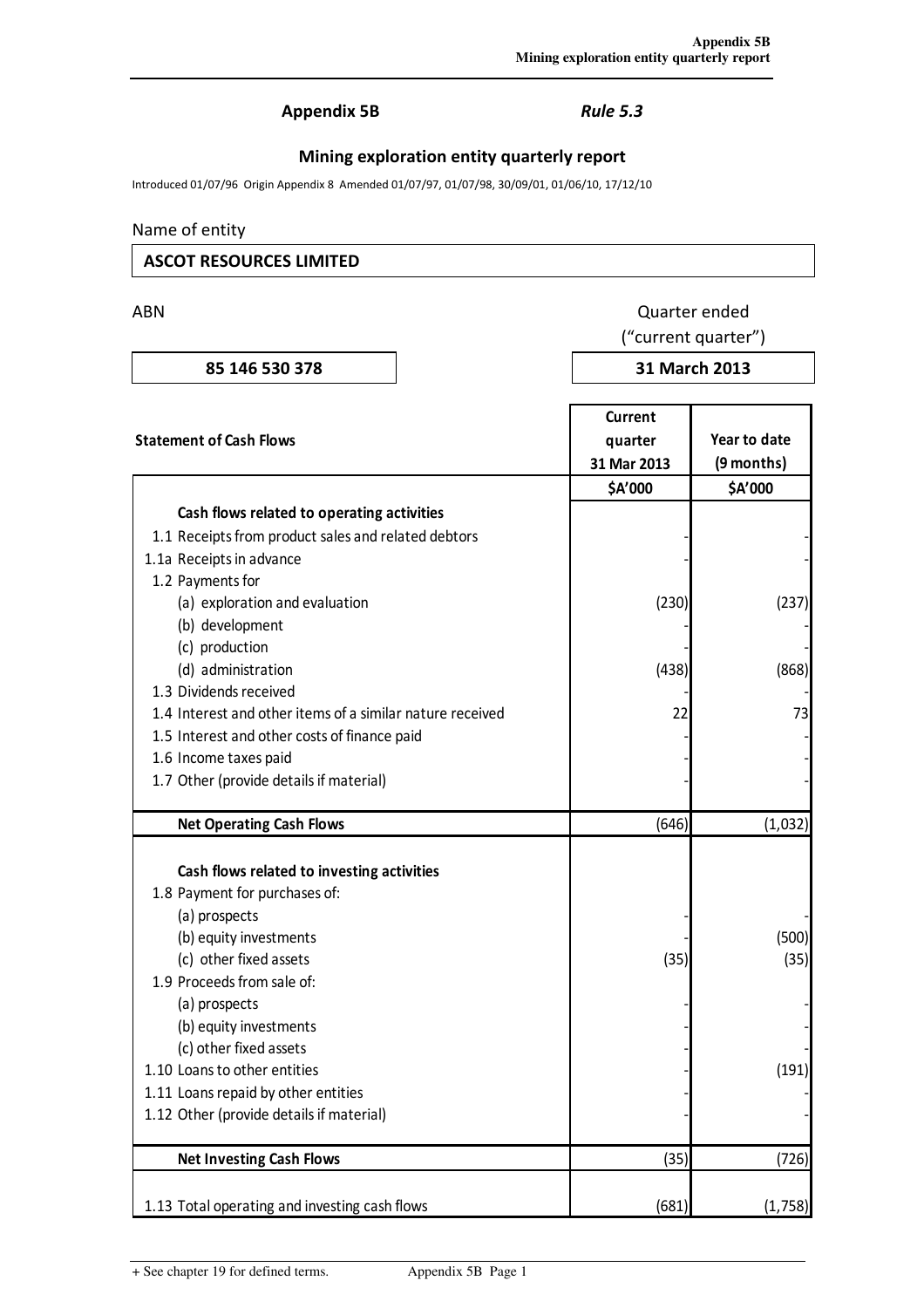# Appendix 5B *Rule 5.3*

## Mining exploration entity quarterly report

Introduced 01/07/96 Origin Appendix 8 Amended 01/07/97, 01/07/98, 30/09/01, 01/06/10, 17/12/10

Name of entity

**ASCOT RESOURCES LIMITED**

| ABN | Quarter ended ("current quarter") |
|---|---|
| **85 146 530 378** | **31 March 2013** |

| Statement of Cash Flows | Current quarter 31 Mar 2013 | Year to date (9 months) |
|---|---|---|
| | $A'000 | $A'000 |
| **Cash flows related to operating activities** | | |
| 1.1 Receipts from product sales and related debtors | - | - |
| 1.1a Receipts in advance | - | - |
| 1.2 Payments for | | |
| (a) exploration and evaluation | (230) | (237) |
| (b) development | - | - |
| (c) production | - | - |
| (d) administration | (438) | (868) |
| 1.3 Dividends received | | - |
| 1.4 Interest and other items of a similar nature received | 22 | 73 |
| 1.5 Interest and other costs of finance paid | - | - |
| 1.6 Income taxes paid | - | - |
| 1.7 Other (provide details if material) | - | - |
| **Net Operating Cash Flows** | (646) | (1,032) |
| **Cash flows related to investing activities** | | |
| 1.8 Payment for purchases of: | | |
| (a) prospects | - | - |
| (b) equity investments | - | (500) |
| (c) other fixed assets | (35) | (35) |
| 1.9 Proceeds from sale of: | | |
| (a) prospects | - | - |
| (b) equity investments | - | - |
| (c) other fixed assets | - | - |
| 1.10 Loans to other entities | - | (191) |
| 1.11 Loans repaid by other entities | - | - |
| 1.12 Other (provide details if material) | - | - |
| **Net Investing Cash Flows** | (35) | (726) |
| 1.13 Total operating and investing cash flows | (681) | (1,758) |

+ See chapter 19 for defined terms.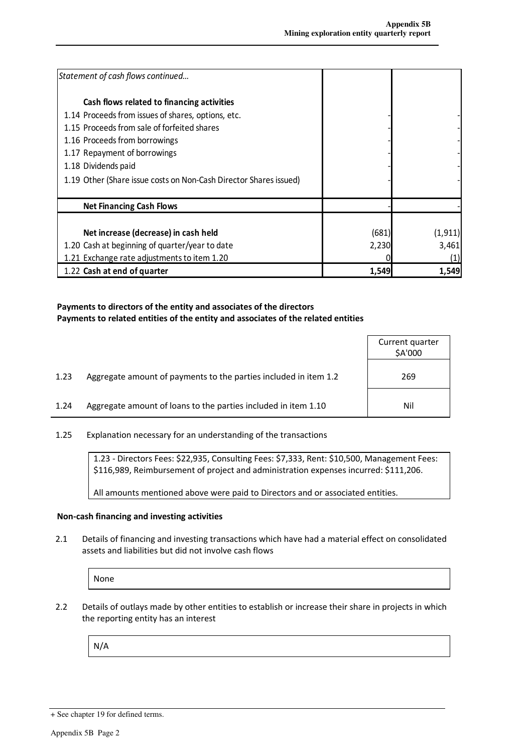| *Statement of cash flows continued…* | | |
|---|---|---|
| **Cash flows related to financing activities** | | |
| 1.14 Proceeds from issues of shares, options, etc. | - | - |
| 1.15 Proceeds from sale of forfeited shares | - | - |
| 1.16 Proceeds from borrowings | - | - |
| 1.17 Repayment of borrowings | - | - |
| 1.18 Dividends paid | - | - |
| 1.19 Other (Share issue costs on Non-Cash Director Shares issued) | - | - |
| **Net Financing Cash Flows** | - | - |
| **Net increase (decrease) in cash held** | (681) | (1,911) |
| 1.20 Cash at beginning of quarter/year to date | 2,230 | 3,461 |
| 1.21 Exchange rate adjustments to item 1.20 | 0 | (1) |
| 1.22 **Cash at end of quarter** | **1,549** | **1,549** |

**Payments to directors of the entity and associates of the directors**
**Payments to related entities of the entity and associates of the related entities**

| | | Current quarter $A'000 |
|---|---|---|
| 1.23 | Aggregate amount of payments to the parties included in item 1.2 | 269 |
| 1.24 | Aggregate amount of loans to the parties included in item 1.10 | Nil |

1.25 Explanation necessary for an understanding of the transactions

> 1.23 - Directors Fees: $22,935, Consulting Fees: $7,333, Rent: $10,500, Management Fees: $116,989, Reimbursement of project and administration expenses incurred: $111,206.
>
> All amounts mentioned above were paid to Directors and or associated entities.

**Non-cash financing and investing activities**

2.1 Details of financing and investing transactions which have had a material effect on consolidated assets and liabilities but did not involve cash flows

> None

2.2 Details of outlays made by other entities to establish or increase their share in projects in which the reporting entity has an interest

> N/A

+ See chapter 19 for defined terms.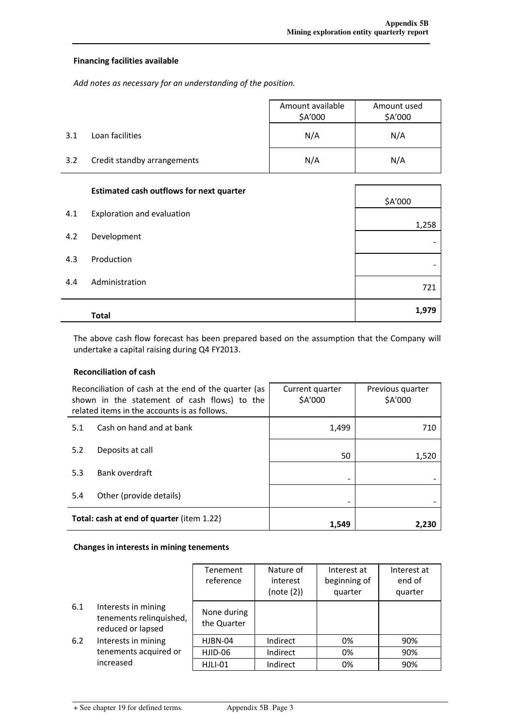**Financing facilities available**

*Add notes as necessary for an understanding of the position.*

| | | Amount available $A'000 | Amount used $A'000 |
|---|---|---|---|
| 3.1 | Loan facilities | N/A | N/A |
| 3.2 | Credit standby arrangements | N/A | N/A |

| | **Estimated cash outflows for next quarter** | $A'000 |
|---|---|---|
| 4.1 | Exploration and evaluation | 1,258 |
| 4.2 | Development | - |
| 4.3 | Production | - |
| 4.4 | Administration | 721 |
| | **Total** | **1,979** |

The above cash flow forecast has been prepared based on the assumption that the Company will undertake a capital raising during Q4 FY2013.

**Reconciliation of cash**

| Reconciliation of cash at the end of the quarter (as shown in the statement of cash flows) to the related items in the accounts is as follows. | | Current quarter $A'000 | Previous quarter $A'000 |
|---|---|---|---|
| 5.1 | Cash on hand and at bank | 1,499 | 710 |
| 5.2 | Deposits at call | 50 | 1,520 |
| 5.3 | Bank overdraft | - | - |
| 5.4 | Other (provide details) | - | - |
| **Total: cash at end of quarter** (item 1.22) | | **1,549** | **2,230** |

**Changes in interests in mining tenements**

| | | Tenement reference | Nature of interest (note (2)) | Interest at beginning of quarter | Interest at end of quarter |
|---|---|---|---|---|---|
| 6.1 | Interests in mining tenements relinquished, reduced or lapsed | None during the Quarter | | | |
| 6.2 | Interests in mining tenements acquired or increased | HJBN-04 | Indirect | 0% | 90% |
| | | HJID-06 | Indirect | 0% | 90% |
| | | HJLI-01 | Indirect | 0% | 90% |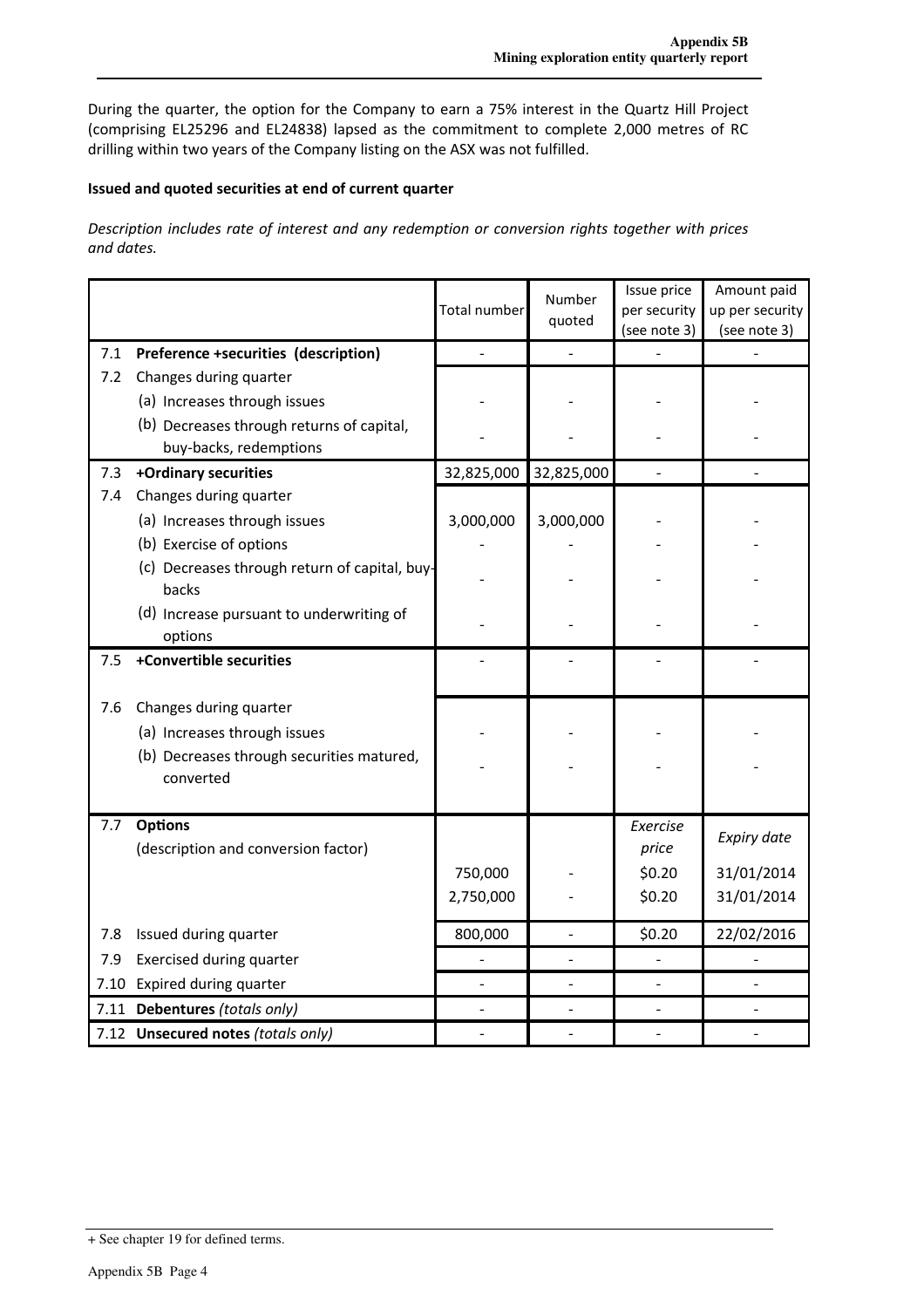During the quarter, the option for the Company to earn a 75% interest in the Quartz Hill Project (comprising EL25296 and EL24838) lapsed as the commitment to complete 2,000 metres of RC drilling within two years of the Company listing on the ASX was not fulfilled.

**Issued and quoted securities at end of current quarter**

*Description includes rate of interest and any redemption or conversion rights together with prices and dates.*

| | | Total number | Number quoted | Issue price per security (see note 3) | Amount paid up per security (see note 3) |
|---|---|---|---|---|---|
| 7.1 | **Preference +securities (description)** | - | - | - | - |
| 7.2 | Changes during quarter | | | | |
| | (a) Increases through issues | - | - | - | - |
| | (b) Decreases through returns of capital, buy-backs, redemptions | - | - | - | - |
| 7.3 | **+Ordinary securities** | 32,825,000 | 32,825,000 | - | - |
| 7.4 | Changes during quarter | | | | |
| | (a) Increases through issues | 3,000,000 | 3,000,000 | - | - |
| | (b) Exercise of options | - | - | - | - |
| | (c) Decreases through return of capital, buy-backs | - | - | - | - |
| | (d) Increase pursuant to underwriting of options | - | - | - | - |
| 7.5 | **+Convertible securities** | - | - | - | - |
| 7.6 | Changes during quarter | | | | |
| | (a) Increases through issues | - | - | - | - |
| | (b) Decreases through securities matured, converted | - | - | - | - |
| 7.7 | **Options** (description and conversion factor) | | | *Exercise price* | *Expiry date* |
| | | 750,000 | - | \$0.20 | 31/01/2014 |
| | | 2,750,000 | - | \$0.20 | 31/01/2014 |
| 7.8 | Issued during quarter | 800,000 | - | \$0.20 | 22/02/2016 |
| 7.9 | Exercised during quarter | - | - | - | - |
| 7.10 | Expired during quarter | - | - | - | - |
| 7.11 | **Debentures** *(totals only)* | - | - | - | - |
| 7.12 | **Unsecured notes** *(totals only)* | - | - | - | - |

+ See chapter 19 for defined terms.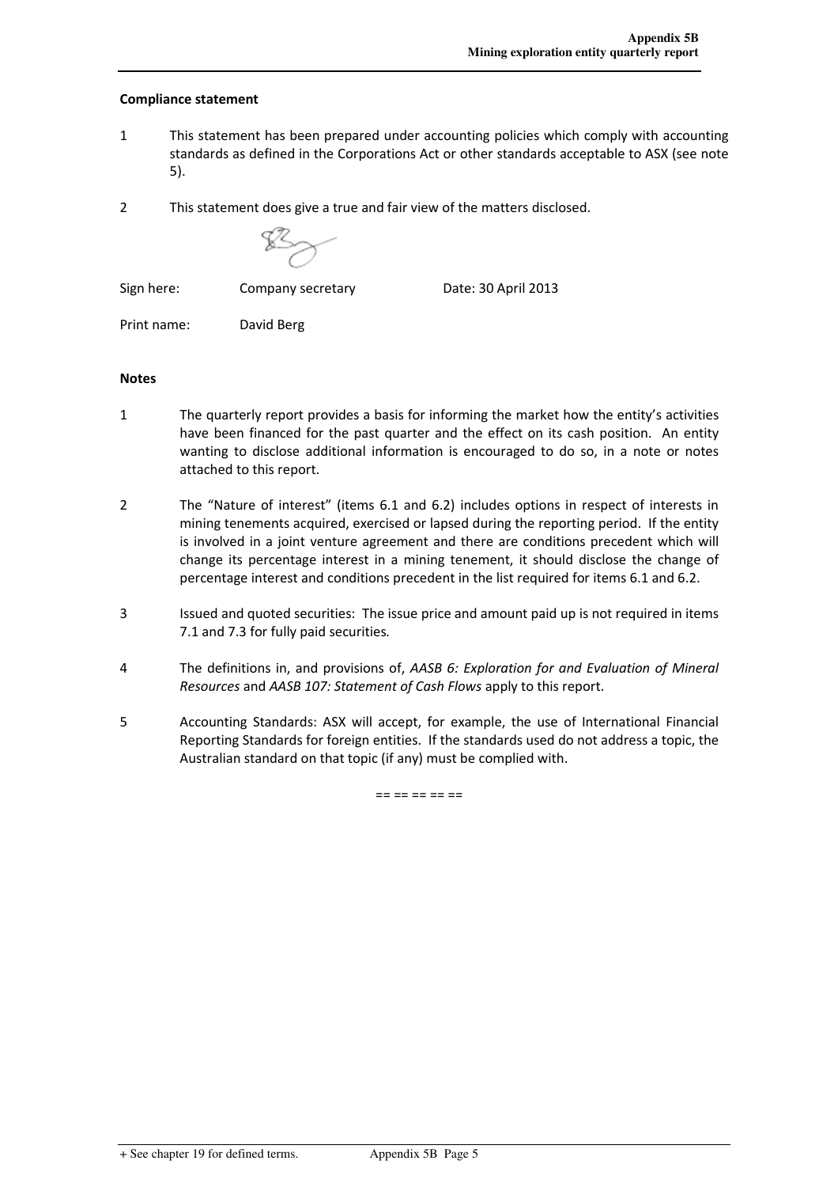**Compliance statement**

1 This statement has been prepared under accounting policies which comply with accounting standards as defined in the Corporations Act or other standards acceptable to ASX (see note 5).

2 This statement does give a true and fair view of the matters disclosed.

Sign here: Company secretary Date: 30 April 2013

Print name: David Berg

**Notes**

1 The quarterly report provides a basis for informing the market how the entity's activities have been financed for the past quarter and the effect on its cash position. An entity wanting to disclose additional information is encouraged to do so, in a note or notes attached to this report.

2 The "Nature of interest" (items 6.1 and 6.2) includes options in respect of interests in mining tenements acquired, exercised or lapsed during the reporting period. If the entity is involved in a joint venture agreement and there are conditions precedent which will change its percentage interest in a mining tenement, it should disclose the change of percentage interest and conditions precedent in the list required for items 6.1 and 6.2.

3 Issued and quoted securities: The issue price and amount paid up is not required in items 7.1 and 7.3 for fully paid securities.

4 The definitions in, and provisions of, *AASB 6: Exploration for and Evaluation of Mineral Resources* and *AASB 107: Statement of Cash Flows* apply to this report.

5 Accounting Standards: ASX will accept, for example, the use of International Financial Reporting Standards for foreign entities. If the standards used do not address a topic, the Australian standard on that topic (if any) must be complied with.

== == == == ==